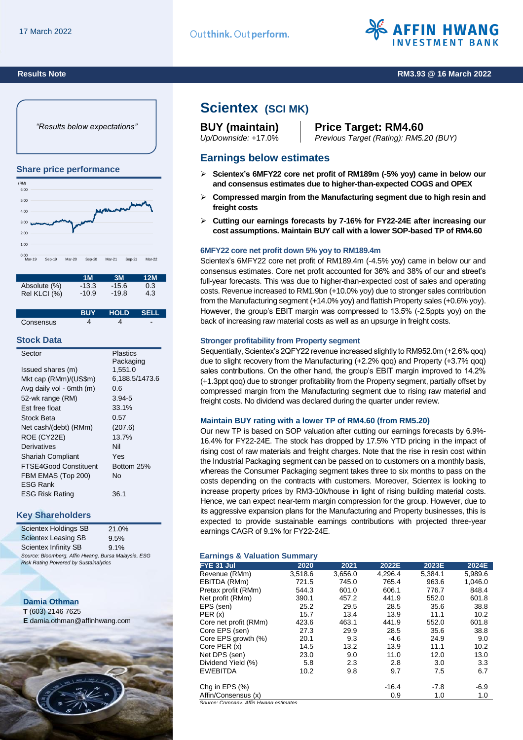17 March 2022

Results Note

RM3.93 @ 16 March 2022

*"Results below expectations"*

## Share price performance

| | 1M | 3M | 12M |
|---|---|---|---|
| Absolute (%) | -13.3 | -15.6 | 0.3 |
| Rel KLCI (%) | -10.9 | -19.8 | 4.3 |

| | BUY | HOLD | SELL |
|---|---|---|---|
| Consensus | 4 | 4 | - |

## Stock Data

| | |
|---|---|
| Sector | Plastics Packaging |
| Issued shares (m) | 1,551.0 |
| Mkt cap (RMm)/(US$m) | 6,188.5/1473.6 |
| Avg daily vol - 6mth (m) | 0.6 |
| 52-wk range (RM) | 3.94-5 |
| Est free float | 33.1% |
| Stock Beta | 0.57 |
| Net cash/(debt) (RMm) | (207.6) |
| ROE (CY22E) | 13.7% |
| Derivatives | Nil |
| Shariah Compliant | Yes |
| FTSE4Good Constituent | Bottom 25% |
| FBM EMAS (Top 200) ESG Rank | No |
| ESG Risk Rating | 36.1 |

## Key Shareholders

| | |
|---|---|
| Scientex Holdings SB | 21.0% |
| Scientex Leasing SB | 9.5% |
| Scientex Infinity SB | 9.1% |

*Source: Bloomberg, Affin Hwang, Bursa Malaysia, ESG Risk Rating Powered by Sustainalytics*

**Damia Othman**
**T** (603) 2146 7625
**E** damia.othman@affinhwang.com

# Scientex (SCI MK)

**BUY (maintain)**
*Up/Downside: +17.0%*

**Price Target: RM4.60**
*Previous Target (Rating): RM5.20 (BUY)*

## Earnings below estimates

- **Scientex's 6MFY22 core net profit of RM189m (-5% yoy) came in below our and consensus estimates due to higher-than-expected COGS and OPEX**
- **Compressed margin from the Manufacturing segment due to high resin and freight costs**
- **Cutting our earnings forecasts by 7-16% for FY22-24E after increasing our cost assumptions. Maintain BUY call with a lower SOP-based TP of RM4.60**

### 6MFY22 core net profit down 5% yoy to RM189.4m

Scientex's 6MFY22 core net profit of RM189.4m (-4.5% yoy) came in below our and consensus estimates. Core net profit accounted for 36% and 38% of our and street's full-year forecasts. This was due to higher-than-expected cost of sales and operating costs. Revenue increased to RM1.9bn (+10.0% yoy) due to stronger sales contribution from the Manufacturing segment (+14.0% yoy) and flattish Property sales (+0.6% yoy). However, the group's EBIT margin was compressed to 13.5% (-2.5ppts yoy) on the back of increasing raw material costs as well as an upsurge in freight costs.

### Stronger profitability from Property segment

Sequentially, Scientex's 2QFY22 revenue increased slightly to RM952.0m (+2.6% qoq) due to slight recovery from the Manufacturing (+2.2% qoq) and Property (+3.7% qoq) sales contributions. On the other hand, the group's EBIT margin improved to 14.2% (+1.3ppt qoq) due to stronger profitability from the Property segment, partially offset by compressed margin from the Manufacturing segment due to rising raw material and freight costs. No dividend was declared during the quarter under review.

### Maintain BUY rating with a lower TP of RM4.60 (from RM5.20)

Our new TP is based on SOP valuation after cutting our earnings forecasts by 6.9%-16.4% for FY22-24E. The stock has dropped by 17.5% YTD pricing in the impact of rising cost of raw materials and freight charges. Note that the rise in resin cost within the Industrial Packaging segment can be passed on to customers on a monthly basis, whereas the Consumer Packaging segment takes three to six months to pass on the costs depending on the contracts with customers. Moreover, Scientex is looking to increase property prices by RM3-10k/house in light of rising building material costs. Hence, we can expect near-term margin compression for the group. However, due to its aggressive expansion plans for the Manufacturing and Property businesses, this is expected to provide sustainable earnings contributions with projected three-year earnings CAGR of 9.1% for FY22-24E.

### Earnings & Valuation Summary

| FYE 31 Jul | 2020 | 2021 | 2022E | 2023E | 2024E |
|---|---|---|---|---|---|
| Revenue (RMm) | 3,518.6 | 3,656.0 | 4,296.4 | 5,384.1 | 5,989.6 |
| EBITDA (RMm) | 721.5 | 745.0 | 765.4 | 963.6 | 1,046.0 |
| Pretax profit (RMm) | 544.3 | 601.0 | 606.1 | 776.7 | 848.4 |
| Net profit (RMm) | 390.1 | 457.2 | 441.9 | 552.0 | 601.8 |
| EPS (sen) | 25.2 | 29.5 | 28.5 | 35.6 | 38.8 |
| PER (x) | 15.7 | 13.4 | 13.9 | 11.1 | 10.2 |
| Core net profit (RMm) | 423.6 | 463.1 | 441.9 | 552.0 | 601.8 |
| Core EPS (sen) | 27.3 | 29.9 | 28.5 | 35.6 | 38.8 |
| Core EPS growth (%) | 20.1 | 9.3 | -4.6 | 24.9 | 9.0 |
| Core PER (x) | 14.5 | 13.2 | 13.9 | 11.1 | 10.2 |
| Net DPS (sen) | 23.0 | 9.0 | 11.0 | 12.0 | 13.0 |
| Dividend Yield (%) | 5.8 | 2.3 | 2.8 | 3.0 | 3.3 |
| EV/EBITDA | 10.2 | 9.8 | 9.7 | 7.5 | 6.7 |
| | | | | | |
| Chg in EPS (%) | | | -16.4 | -7.8 | -6.9 |
| Affin/Consensus (x) | | | 0.9 | 1.0 | 1.0 |

*Source: Company, Affin Hwang estimates*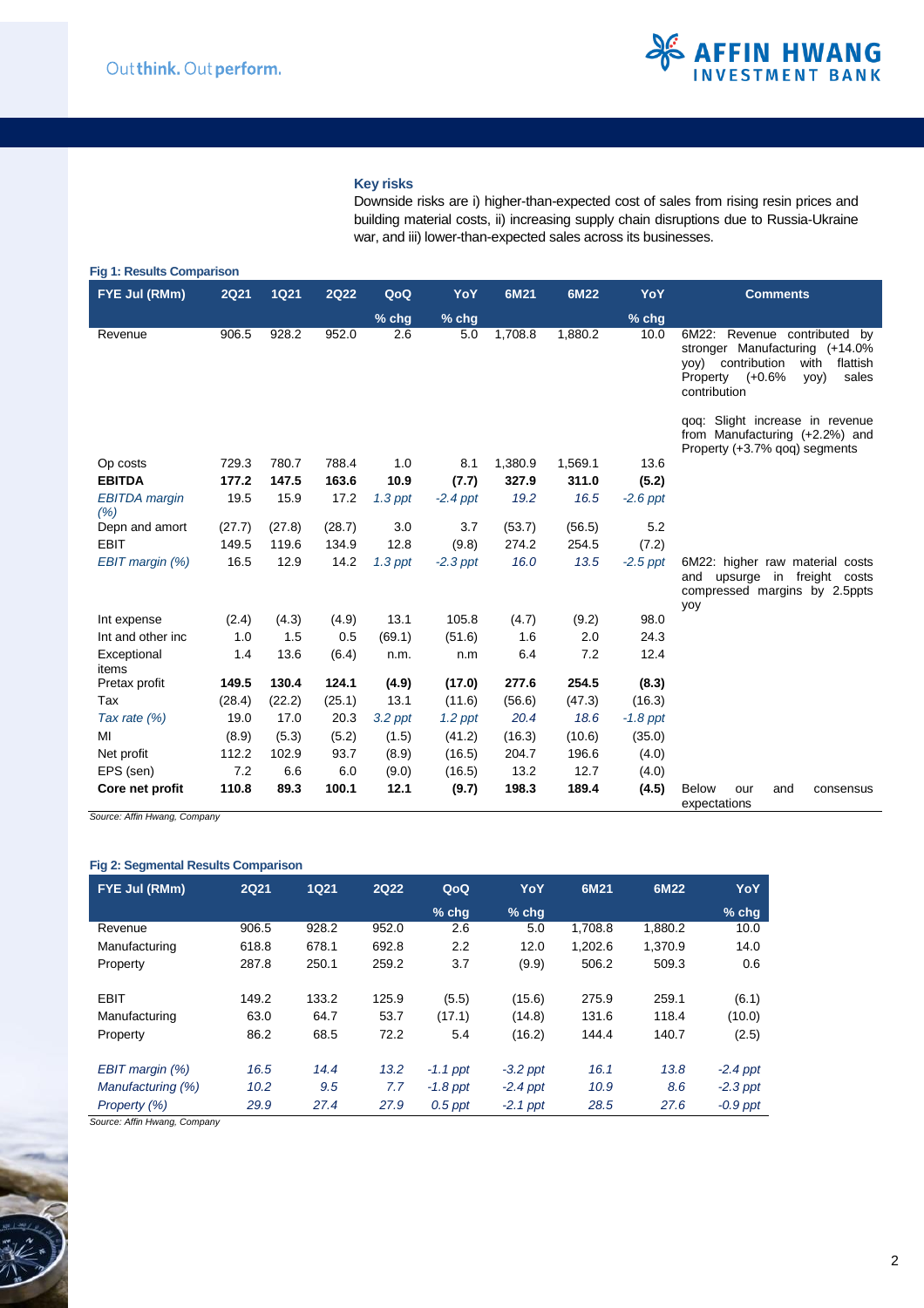### Key risks

Downside risks are i) higher-than-expected cost of sales from rising resin prices and building material costs, ii) increasing supply chain disruptions due to Russia-Ukraine war, and iii) lower-than-expected sales across its businesses.

**Fig 1: Results Comparison**

| FYE Jul (RMm) | 2Q21 | 1Q21 | 2Q22 | QoQ | YoY | 6M21 | 6M22 | YoY | Comments |
|---|---|---|---|---|---|---|---|---|---|
| | | | | % chg | % chg | | | % chg | |
| Revenue | 906.5 | 928.2 | 952.0 | 2.6 | 5.0 | 1,708.8 | 1,880.2 | 10.0 | 6M22: Revenue contributed by stronger Manufacturing (+14.0% yoy) contribution with flattish Property (+0.6% yoy) sales contribution<br><br>qoq: Slight increase in revenue from Manufacturing (+2.2%) and Property (+3.7% qoq) segments |
| Op costs | 729.3 | 780.7 | 788.4 | 1.0 | 8.1 | 1,380.9 | 1,569.1 | 13.6 | |
| **EBITDA** | **177.2** | **147.5** | **163.6** | **10.9** | **(7.7)** | **327.9** | **311.0** | **(5.2)** | |
| *EBITDA margin (%)* | 19.5 | 15.9 | 17.2 | *1.3 ppt* | *-2.4 ppt* | *19.2* | *16.5* | *-2.6 ppt* | |
| Depn and amort | (27.7) | (27.8) | (28.7) | 3.0 | 3.7 | (53.7) | (56.5) | 5.2 | |
| EBIT | 149.5 | 119.6 | 134.9 | 12.8 | (9.8) | 274.2 | 254.5 | (7.2) | |
| *EBIT margin (%)* | 16.5 | 12.9 | 14.2 | *1.3 ppt* | *-2.3 ppt* | *16.0* | *13.5* | *-2.5 ppt* | 6M22: higher raw material costs and upsurge in freight costs compressed margins by 2.5ppts yoy |
| Int expense | (2.4) | (4.3) | (4.9) | 13.1 | 105.8 | (4.7) | (9.2) | 98.0 | |
| Int and other inc | 1.0 | 1.5 | 0.5 | (69.1) | (51.6) | 1.6 | 2.0 | 24.3 | |
| Exceptional items | 1.4 | 13.6 | (6.4) | n.m. | n.m | 6.4 | 7.2 | 12.4 | |
| **Pretax profit** | **149.5** | **130.4** | **124.1** | **(4.9)** | **(17.0)** | **277.6** | **254.5** | **(8.3)** | |
| Tax | (28.4) | (22.2) | (25.1) | 13.1 | (11.6) | (56.6) | (47.3) | (16.3) | |
| *Tax rate (%)* | 19.0 | 17.0 | 20.3 | *3.2 ppt* | *1.2 ppt* | *20.4* | *18.6* | *-1.8 ppt* | |
| MI | (8.9) | (5.3) | (5.2) | (1.5) | (41.2) | (16.3) | (10.6) | (35.0) | |
| Net profit | 112.2 | 102.9 | 93.7 | (8.9) | (16.5) | 204.7 | 196.6 | (4.0) | |
| EPS (sen) | 7.2 | 6.6 | 6.0 | (9.0) | (16.5) | 13.2 | 12.7 | (4.0) | |
| **Core net profit** | **110.8** | **89.3** | **100.1** | **12.1** | **(9.7)** | **198.3** | **189.4** | **(4.5)** | Below our and consensus expectations |

*Source: Affin Hwang, Company*

**Fig 2: Segmental Results Comparison**

| FYE Jul (RMm) | 2Q21 | 1Q21 | 2Q22 | QoQ | YoY | 6M21 | 6M22 | YoY |
|---|---|---|---|---|---|---|---|---|
| | | | | % chg | % chg | | | % chg |
| Revenue | 906.5 | 928.2 | 952.0 | 2.6 | 5.0 | 1,708.8 | 1,880.2 | 10.0 |
| Manufacturing | 618.8 | 678.1 | 692.8 | 2.2 | 12.0 | 1,202.6 | 1,370.9 | 14.0 |
| Property | 287.8 | 250.1 | 259.2 | 3.7 | (9.9) | 506.2 | 509.3 | 0.6 |
| | | | | | | | | |
| EBIT | 149.2 | 133.2 | 125.9 | (5.5) | (15.6) | 275.9 | 259.1 | (6.1) |
| Manufacturing | 63.0 | 64.7 | 53.7 | (17.1) | (14.8) | 131.6 | 118.4 | (10.0) |
| Property | 86.2 | 68.5 | 72.2 | 5.4 | (16.2) | 144.4 | 140.7 | (2.5) |
| | | | | | | | | |
| *EBIT margin (%)* | *16.5* | *14.4* | *13.2* | *-1.1 ppt* | *-3.2 ppt* | *16.1* | *13.8* | *-2.4 ppt* |
| *Manufacturing (%)* | *10.2* | *9.5* | *7.7* | *-1.8 ppt* | *-2.4 ppt* | *10.9* | *8.6* | *-2.3 ppt* |
| *Property (%)* | *29.9* | *27.4* | *27.9* | *0.5 ppt* | *-2.1 ppt* | *28.5* | *27.6* | *-0.9 ppt* |

*Source: Affin Hwang, Company*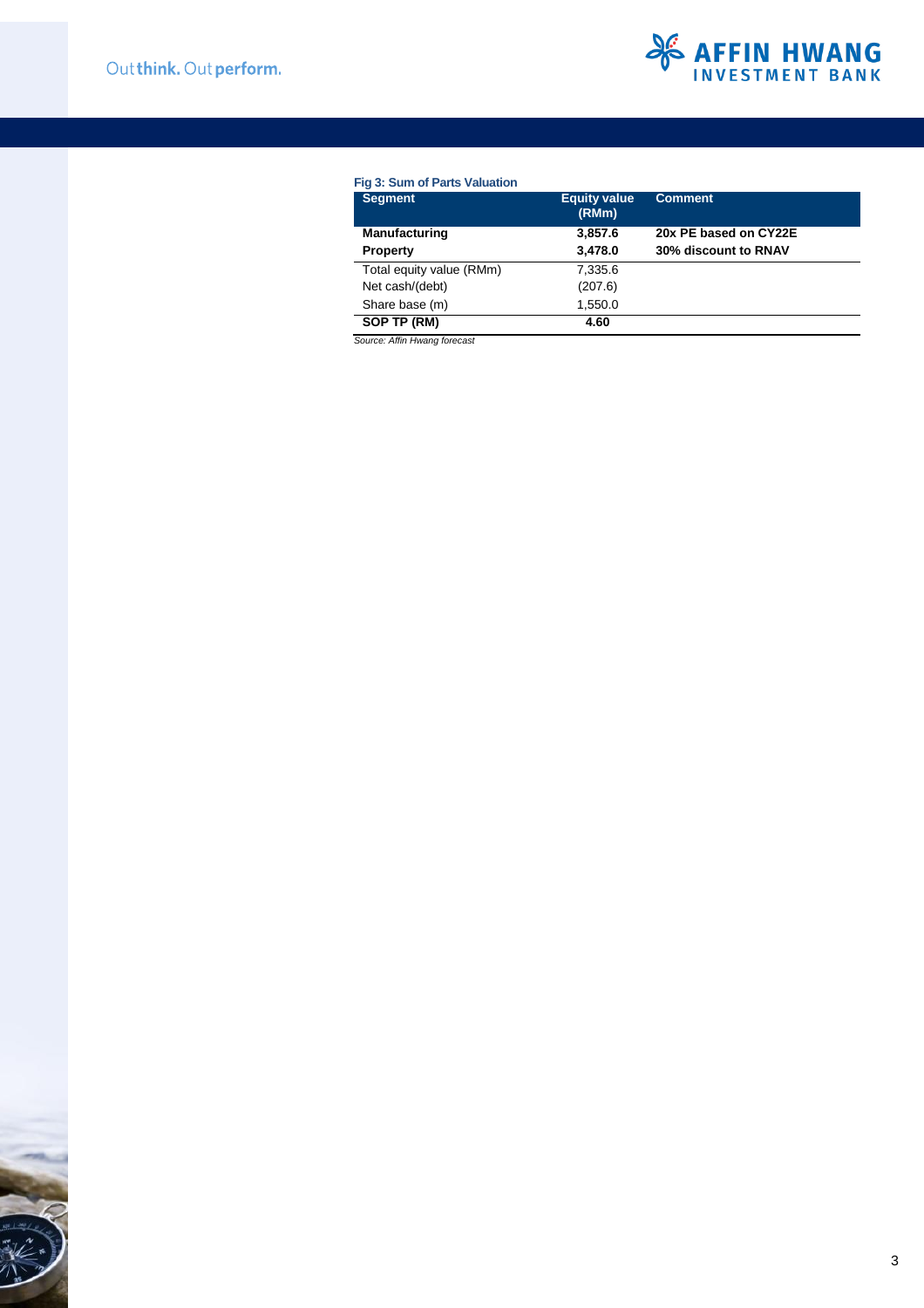**Fig 3: Sum of Parts Valuation**

| Segment | Equity value (RMm) | Comment |
|---|---|---|
| **Manufacturing** | **3,857.6** | **20x PE based on CY22E** |
| **Property** | **3,478.0** | **30% discount to RNAV** |
| Total equity value (RMm) | 7,335.6 | |
| Net cash/(debt) | (207.6) | |
| Share base (m) | 1,550.0 | |
| **SOP TP (RM)** | **4.60** | |

*Source: Affin Hwang forecast*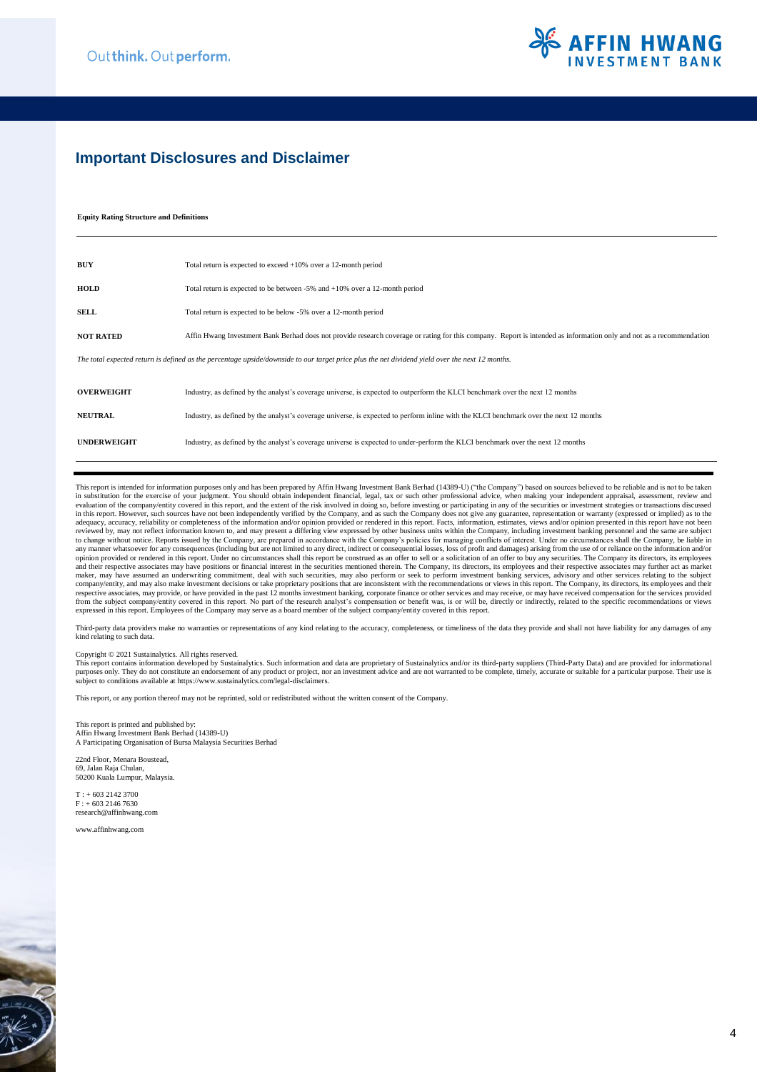Outthink. Outperform.

AFFIN HWANG INVESTMENT BANK

# Important Disclosures and Disclaimer

**Equity Rating Structure and Definitions**

| | |
|---|---|
| **BUY** | Total return is expected to exceed +10% over a 12-month period |
| **HOLD** | Total return is expected to be between -5% and +10% over a 12-month period |
| **SELL** | Total return is expected to be below -5% over a 12-month period |
| **NOT RATED** | Affin Hwang Investment Bank Berhad does not provide research coverage or rating for this company. Report is intended as information only and not as a recommendation |

*The total expected return is defined as the percentage upside/downside to our target price plus the net dividend yield over the next 12 months.*

| | |
|---|---|
| **OVERWEIGHT** | Industry, as defined by the analyst's coverage universe, is expected to outperform the KLCI benchmark over the next 12 months |
| **NEUTRAL** | Industry, as defined by the analyst's coverage universe, is expected to perform inline with the KLCI benchmark over the next 12 months |
| **UNDERWEIGHT** | Industry, as defined by the analyst's coverage universe is expected to under-perform the KLCI benchmark over the next 12 months |

This report is intended for information purposes only and has been prepared by Affin Hwang Investment Bank Berhad (14389-U) ("the Company") based on sources believed to be reliable and is not to be taken in substitution for the exercise of your judgment. You should obtain independent financial, legal, tax or such other professional advice, when making your independent appraisal, assessment, review and evaluation of the company/entity covered in this report, and the extent of the risk involved in doing so, before investing or participating in any of the securities or investment strategies or transactions discussed in this report. However, such sources have not been independently verified by the Company, and as such the Company does not give any guarantee, representation or warranty (expressed or implied) as to the adequacy, accuracy, reliability or completeness of the information and/or opinion provided or rendered in this report. Facts, information, estimates, views and/or opinion presented in this report have not been reviewed by, may not reflect information known to, and may present a differing view expressed by other business units within the Company, including investment banking personnel and the same are subject to change without notice. Reports issued by the Company, are prepared in accordance with the Company's policies for managing conflicts of interest. Under no circumstances shall the Company, be liable in any manner whatsoever for any consequences (including but are not limited to any direct, indirect or consequential losses, loss of profit and damages) arising from the use of or reliance on the information and/or opinion provided or rendered in this report. Under no circumstances shall this report be construed as an offer to sell or a solicitation of an offer to buy any securities. The Company its directors, its employees and their respective associates may have positions or financial interest in the securities mentioned therein. The Company, its directors, its employees and their respective associates may further act as market maker, may have assumed an underwriting commitment, deal with such securities, may also perform or seek to perform investment banking services, advisory and other services relating to the subject company/entity, and may also make investment decisions or take proprietary positions that are inconsistent with the recommendations or views in this report. The Company, its directors, its employees and their respective associates, may provide, or have provided in the past 12 months investment banking, corporate finance or other services and may receive, or may have received compensation for the services provided from the subject company/entity covered in this report. No part of the research analyst's compensation or benefit was, is or will be, directly or indirectly, related to the specific recommendations or views expressed in this report. Employees of the Company may serve as a board member of the subject company/entity covered in this report.

Third-party data providers make no warranties or representations of any kind relating to the accuracy, completeness, or timeliness of the data they provide and shall not have liability for any damages of any kind relating to such data.

Copyright © 2021 Sustainalytics. All rights reserved.
This report contains information developed by Sustainalytics. Such information and data are proprietary of Sustainalytics and/or its third-party suppliers (Third-Party Data) and are provided for informational purposes only. They do not constitute an endorsement of any product or project, nor an investment advice and are not warranted to be complete, timely, accurate or suitable for a particular purpose. Their use is subject to conditions available at https://www.sustainalytics.com/legal-disclaimers.

This report, or any portion thereof may not be reprinted, sold or redistributed without the written consent of the Company.

This report is printed and published by:
Affin Hwang Investment Bank Berhad (14389-U)
A Participating Organisation of Bursa Malaysia Securities Berhad

22nd Floor, Menara Boustead,
69, Jalan Raja Chulan,
50200 Kuala Lumpur, Malaysia.

T : + 603 2142 3700
F : + 603 2146 7630
research@affinhwang.com

www.affinhwang.com